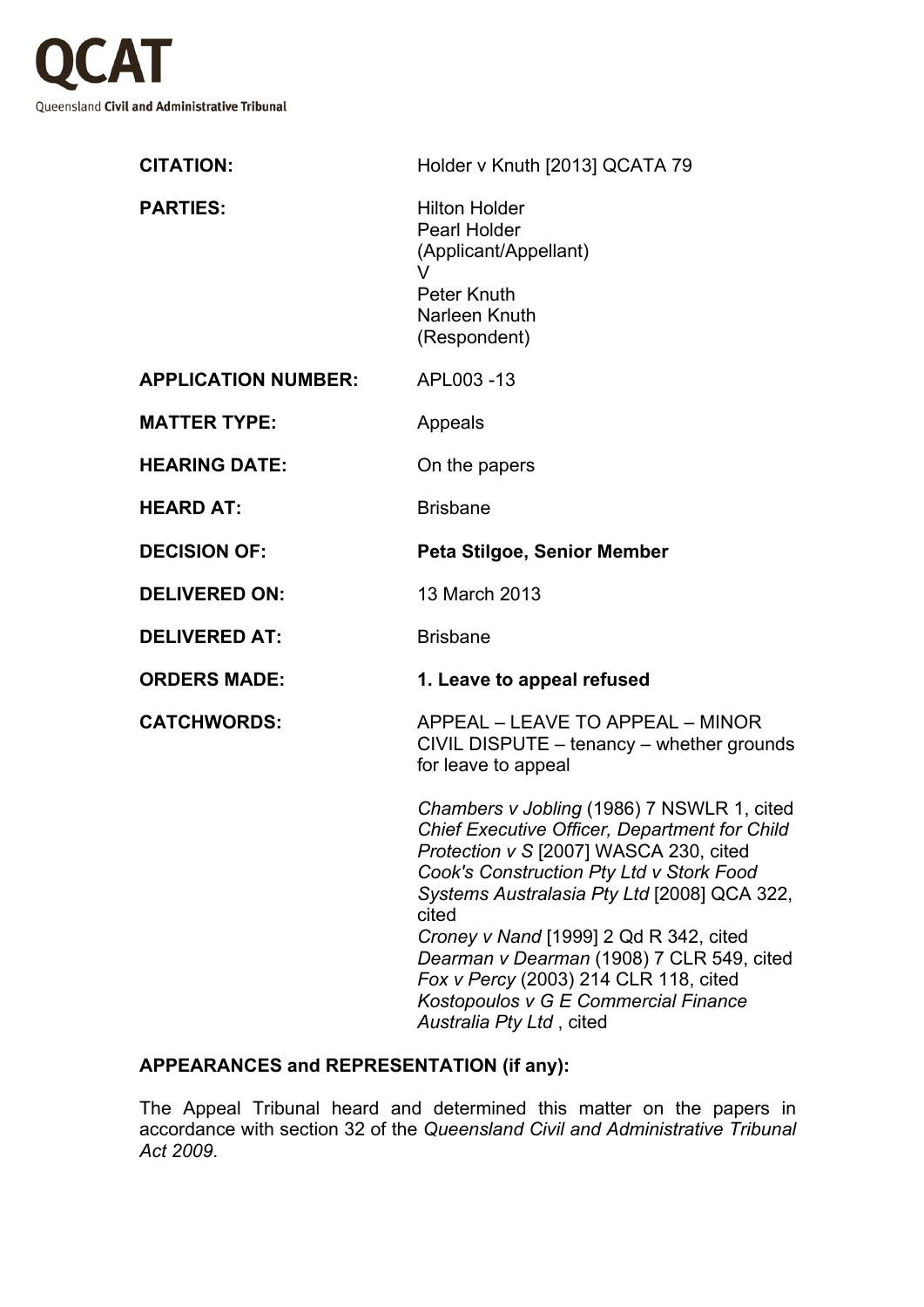# QCAT

Queensland **Civil and Administrative Tribunal**

| | |
|---|---|
| **CITATION:** | Holder v Knuth [2013] QCATA 79 |
| **PARTIES:** | Hilton Holder<br>Pearl Holder<br>(Applicant/Appellant)<br>V<br>Peter Knuth<br>Narleen Knuth<br>(Respondent) |
| **APPLICATION NUMBER:** | APL003 -13 |
| **MATTER TYPE:** | Appeals |
| **HEARING DATE:** | On the papers |
| **HEARD AT:** | Brisbane |
| **DECISION OF:** | **Peta Stilgoe, Senior Member** |
| **DELIVERED ON:** | 13 March 2013 |
| **DELIVERED AT:** | Brisbane |
| **ORDERS MADE:** | **1. Leave to appeal refused** |
| **CATCHWORDS:** | APPEAL – LEAVE TO APPEAL – MINOR CIVIL DISPUTE – tenancy – whether grounds for leave to appeal<br><br>*Chambers v Jobling* (1986) 7 NSWLR 1, cited<br>*Chief Executive Officer, Department for Child Protection v S* [2007] WASCA 230, cited<br>*Cook's Construction Pty Ltd v Stork Food Systems Australasia Pty Ltd* [2008] QCA 322, cited<br>*Croney v Nand* [1999] 2 Qd R 342, cited<br>*Dearman v Dearman* (1908) 7 CLR 549, cited<br>*Fox v Percy* (2003) 214 CLR 118, cited<br>*Kostopoulos v G E Commercial Finance Australia Pty Ltd* , cited |

**APPEARANCES and REPRESENTATION (if any):**

The Appeal Tribunal heard and determined this matter on the papers in accordance with section 32 of the *Queensland Civil and Administrative Tribunal Act 2009*.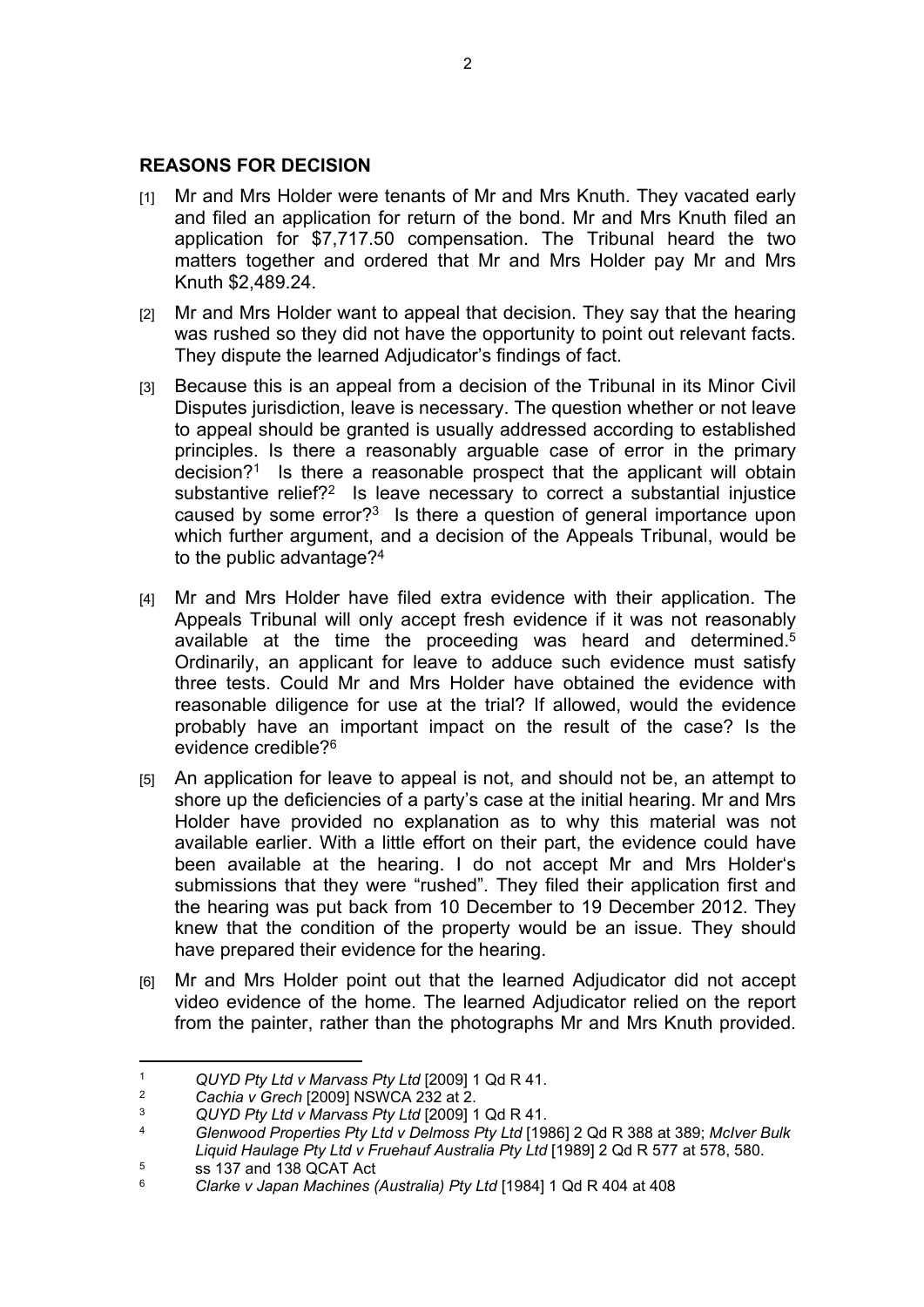## REASONS FOR DECISION

[1] Mr and Mrs Holder were tenants of Mr and Mrs Knuth. They vacated early and filed an application for return of the bond. Mr and Mrs Knuth filed an application for $7,717.50 compensation. The Tribunal heard the two matters together and ordered that Mr and Mrs Holder pay Mr and Mrs Knuth $2,489.24.

[2] Mr and Mrs Holder want to appeal that decision. They say that the hearing was rushed so they did not have the opportunity to point out relevant facts. They dispute the learned Adjudicator's findings of fact.

[3] Because this is an appeal from a decision of the Tribunal in its Minor Civil Disputes jurisdiction, leave is necessary. The question whether or not leave to appeal should be granted is usually addressed according to established principles. Is there a reasonably arguable case of error in the primary decision?[1] Is there a reasonable prospect that the applicant will obtain substantive relief?[2] Is leave necessary to correct a substantial injustice caused by some error?[3] Is there a question of general importance upon which further argument, and a decision of the Appeals Tribunal, would be to the public advantage?[4]

[4] Mr and Mrs Holder have filed extra evidence with their application. The Appeals Tribunal will only accept fresh evidence if it was not reasonably available at the time the proceeding was heard and determined.[5] Ordinarily, an applicant for leave to adduce such evidence must satisfy three tests. Could Mr and Mrs Holder have obtained the evidence with reasonable diligence for use at the trial? If allowed, would the evidence probably have an important impact on the result of the case? Is the evidence credible?[6]

[5] An application for leave to appeal is not, and should not be, an attempt to shore up the deficiencies of a party's case at the initial hearing. Mr and Mrs Holder have provided no explanation as to why this material was not available earlier. With a little effort on their part, the evidence could have been available at the hearing. I do not accept Mr and Mrs Holder's submissions that they were "rushed". They filed their application first and the hearing was put back from 10 December to 19 December 2012. They knew that the condition of the property would be an issue. They should have prepared their evidence for the hearing.

[6] Mr and Mrs Holder point out that the learned Adjudicator did not accept video evidence of the home. The learned Adjudicator relied on the report from the painter, rather than the photographs Mr and Mrs Knuth provided.

---

[1] *QUYD Pty Ltd v Marvass Pty Ltd* [2009] 1 Qd R 41.

[2] *Cachia v Grech* [2009] NSWCA 232 at 2.

[3] *QUYD Pty Ltd v Marvass Pty Ltd* [2009] 1 Qd R 41.

[4] *Glenwood Properties Pty Ltd v Delmoss Pty Ltd* [1986] 2 Qd R 388 at 389; *McIver Bulk Liquid Haulage Pty Ltd v Fruehauf Australia Pty Ltd* [1989] 2 Qd R 577 at 578, 580.

[5] ss 137 and 138 QCAT Act

[6] *Clarke v Japan Machines (Australia) Pty Ltd* [1984] 1 Qd R 404 at 408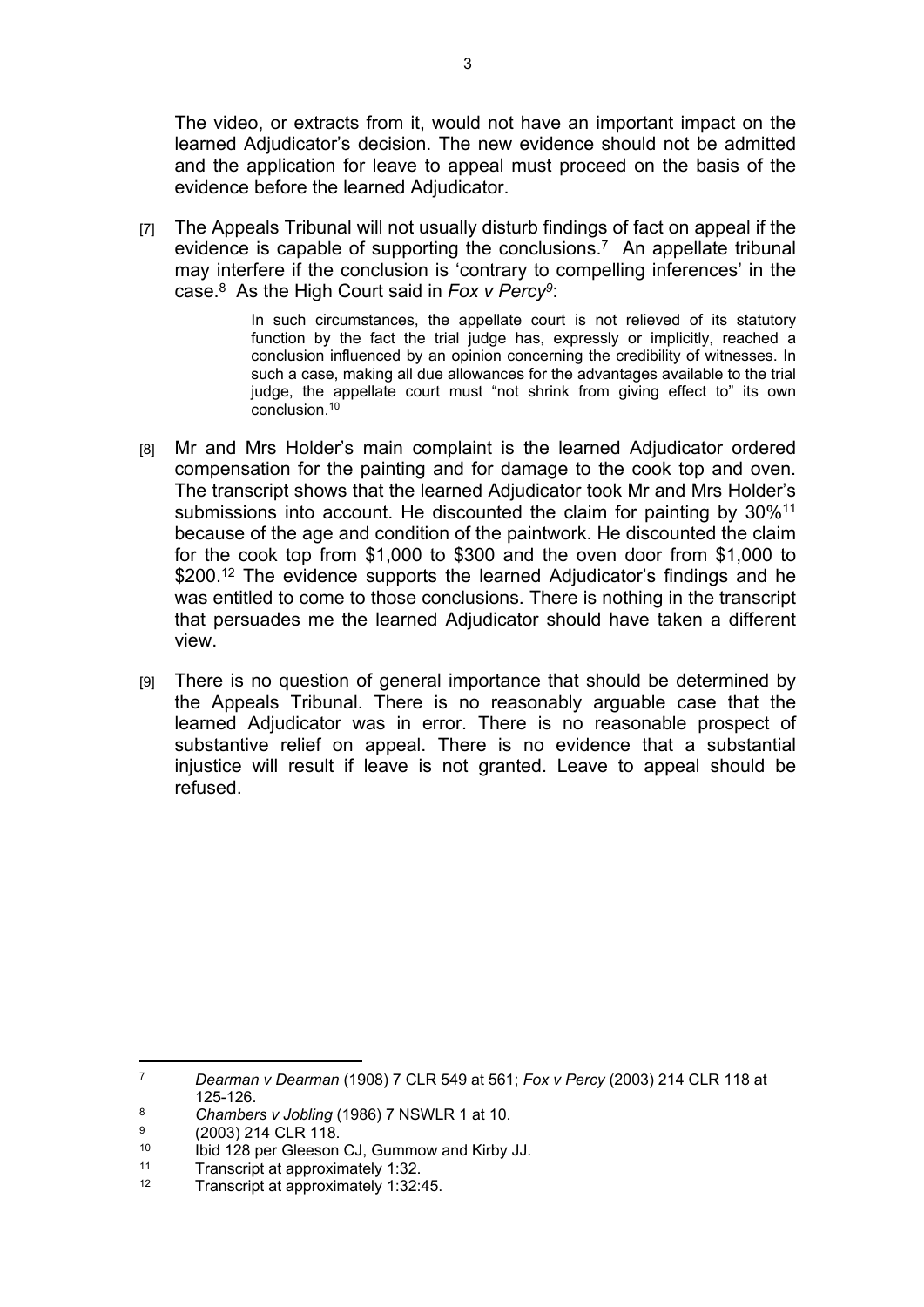The video, or extracts from it, would not have an important impact on the learned Adjudicator's decision. The new evidence should not be admitted and the application for leave to appeal must proceed on the basis of the evidence before the learned Adjudicator.

[7] The Appeals Tribunal will not usually disturb findings of fact on appeal if the evidence is capable of supporting the conclusions.[7] An appellate tribunal may interfere if the conclusion is 'contrary to compelling inferences' in the case.[8] As the High Court said in *Fox v Percy*[9]:

> In such circumstances, the appellate court is not relieved of its statutory function by the fact the trial judge has, expressly or implicitly, reached a conclusion influenced by an opinion concerning the credibility of witnesses. In such a case, making all due allowances for the advantages available to the trial judge, the appellate court must "not shrink from giving effect to" its own conclusion.[10]

[8] Mr and Mrs Holder's main complaint is the learned Adjudicator ordered compensation for the painting and for damage to the cook top and oven. The transcript shows that the learned Adjudicator took Mr and Mrs Holder's submissions into account. He discounted the claim for painting by 30%[11] because of the age and condition of the paintwork. He discounted the claim for the cook top from $1,000 to $300 and the oven door from $1,000 to $200.[12] The evidence supports the learned Adjudicator's findings and he was entitled to come to those conclusions. There is nothing in the transcript that persuades me the learned Adjudicator should have taken a different view.

[9] There is no question of general importance that should be determined by the Appeals Tribunal. There is no reasonably arguable case that the learned Adjudicator was in error. There is no reasonable prospect of substantive relief on appeal. There is no evidence that a substantial injustice will result if leave is not granted. Leave to appeal should be refused.

---

[7] *Dearman v Dearman* (1908) 7 CLR 549 at 561; *Fox v Percy* (2003) 214 CLR 118 at 125-126.

[8] *Chambers v Jobling* (1986) 7 NSWLR 1 at 10.

[9] (2003) 214 CLR 118.

[10] Ibid 128 per Gleeson CJ, Gummow and Kirby JJ.

[11] Transcript at approximately 1:32.

[12] Transcript at approximately 1:32:45.